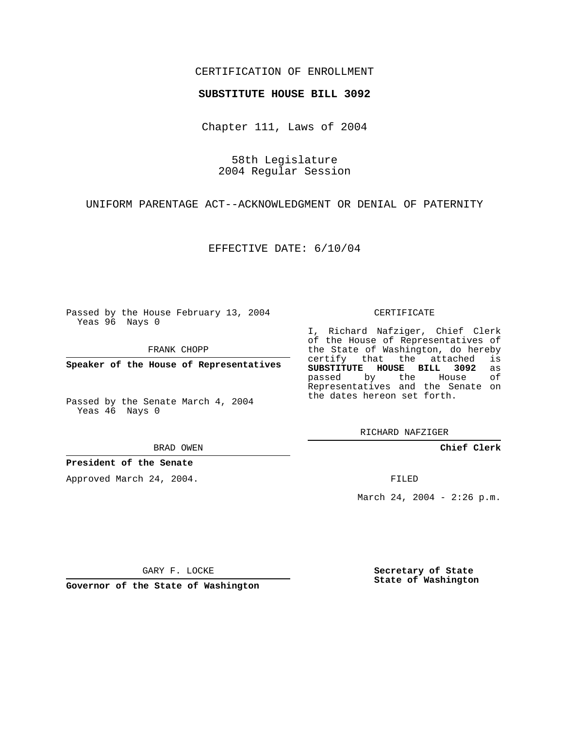CERTIFICATION OF ENROLLMENT

**SUBSTITUTE HOUSE BILL 3092**

Chapter 111, Laws of 2004

58th Legislature
2004 Regular Session

UNIFORM PARENTAGE ACT--ACKNOWLEDGMENT OR DENIAL OF PATERNITY

EFFECTIVE DATE: 6/10/04

Passed by the House February 13, 2004
Yeas 96 Nays 0

FRANK CHOPP

**Speaker of the House of Representatives**

Passed by the Senate March 4, 2004
Yeas 46 Nays 0

BRAD OWEN

**President of the Senate**

Approved March 24, 2004.

GARY F. LOCKE

**Governor of the State of Washington**

CERTIFICATE

I, Richard Nafziger, Chief Clerk of the House of Representatives of the State of Washington, do hereby certify that the attached is **SUBSTITUTE HOUSE BILL 3092** as passed by the House of Representatives and the Senate on the dates hereon set forth.

RICHARD NAFZIGER

**Chief Clerk**

FILED

March 24, 2004 - 2:26 p.m.

**Secretary of State**
**State of Washington**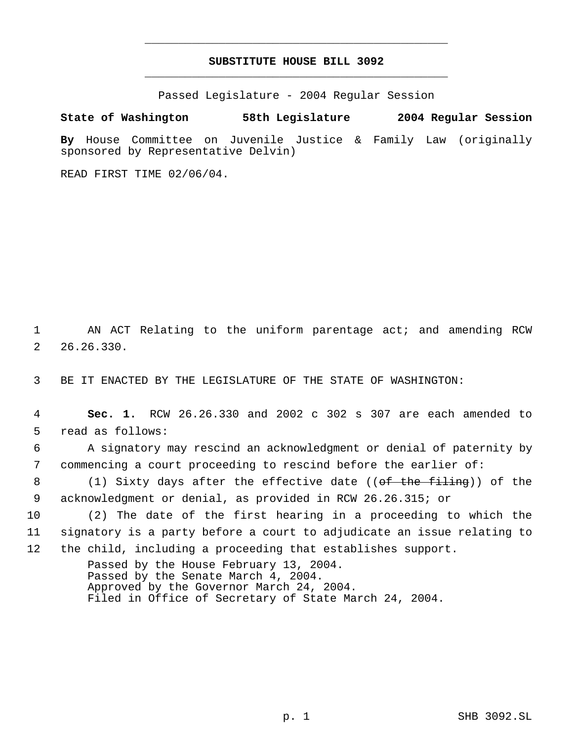# SUBSTITUTE HOUSE BILL 3092

Passed Legislature - 2004 Regular Session

**State of Washington 58th Legislature 2004 Regular Session**

**By** House Committee on Juvenile Justice & Family Law (originally sponsored by Representative Delvin)

READ FIRST TIME 02/06/04.

AN ACT Relating to the uniform parentage act; and amending RCW 26.26.330.

BE IT ENACTED BY THE LEGISLATURE OF THE STATE OF WASHINGTON:

**Sec. 1.** RCW 26.26.330 and 2002 c 302 s 307 are each amended to read as follows:

A signatory may rescind an acknowledgment or denial of paternity by commencing a court proceeding to rescind before the earlier of:

(1) Sixty days after the effective date ((~~of the filing~~)) of the acknowledgment or denial, as provided in RCW 26.26.315; or

(2) The date of the first hearing in a proceeding to which the signatory is a party before a court to adjudicate an issue relating to the child, including a proceeding that establishes support.

Passed by the House February 13, 2004.
Passed by the Senate March 4, 2004.
Approved by the Governor March 24, 2004.
Filed in Office of Secretary of State March 24, 2004.